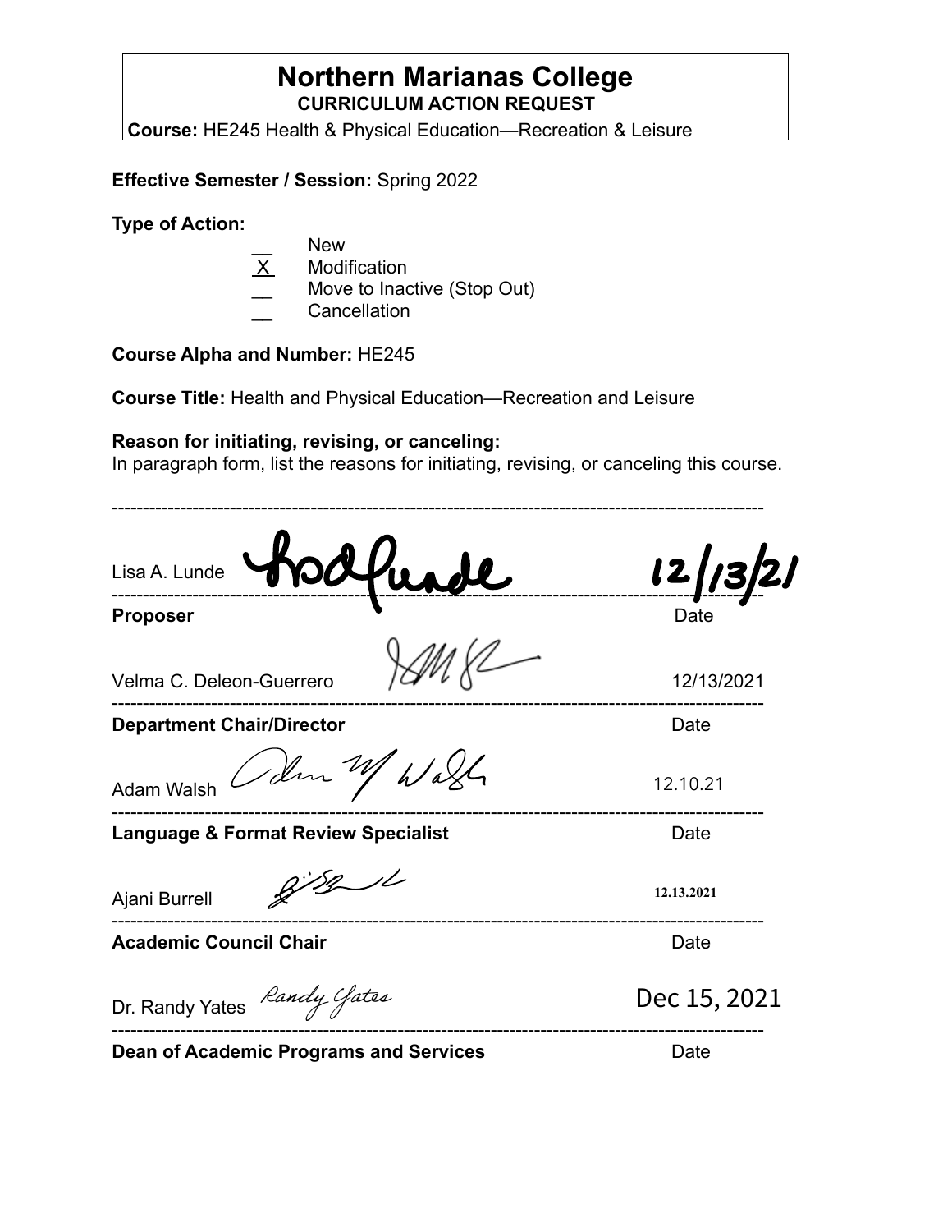# Northern Marianas College

**CURRICULUM ACTION REQUEST**

**Course:** HE245 Health & Physical Education—Recreation & Leisure

**Effective Semester / Session:** Spring 2022

**Type of Action:**

- __ New
- X Modification
- __ Move to Inactive (Stop Out)
- __ Cancellation

**Course Alpha and Number:** HE245

**Course Title:** Health and Physical Education—Recreation and Leisure

**Reason for initiating, revising, or canceling:**

In paragraph form, list the reasons for initiating, revising, or canceling this course.

---

Lisa A. Lunde 12/13/21

**Proposer** Date

Velma C. Deleon-Guerrero 12/13/2021

**Department Chair/Director** Date

Adam Walsh 12.10.21

**Language & Format Review Specialist** Date

Ajani Burrell 12.13.2021

**Academic Council Chair** Date

Dr. Randy Yates Dec 15, 2021

**Dean of Academic Programs and Services** Date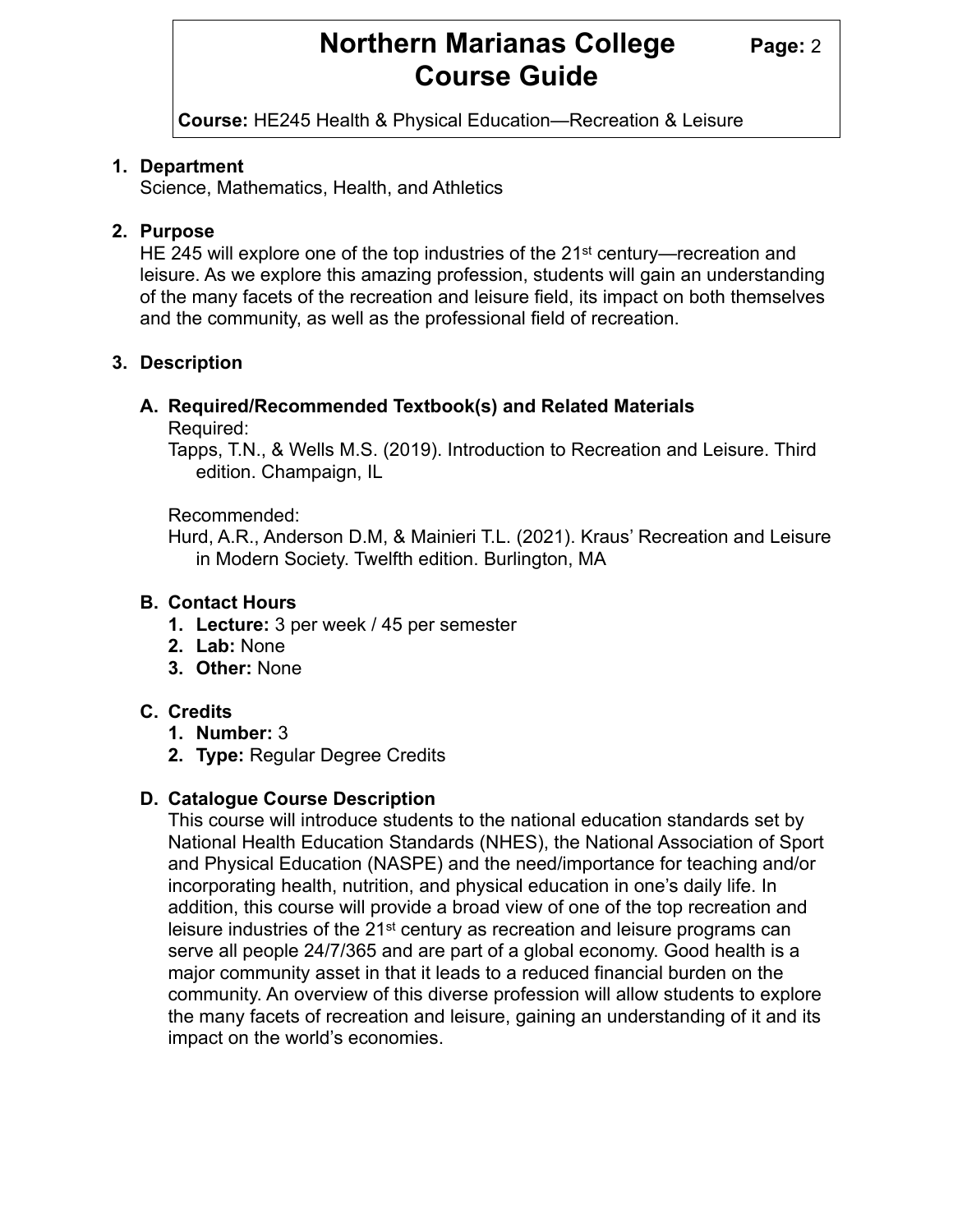# Northern Marianas College Course Guide

**Course:** HE245 Health & Physical Education—Recreation & Leisure

1. **Department**
   Science, Mathematics, Health, and Athletics

2. **Purpose**
   HE 245 will explore one of the top industries of the 21st century—recreation and leisure. As we explore this amazing profession, students will gain an understanding of the many facets of the recreation and leisure field, its impact on both themselves and the community, as well as the professional field of recreation.

3. **Description**

   **A. Required/Recommended Textbook(s) and Related Materials**

   Required:
   Tapps, T.N., & Wells M.S. (2019). Introduction to Recreation and Leisure. Third edition. Champaign, IL

   Recommended:
   Hurd, A.R., Anderson D.M, & Mainieri T.L. (2021). Kraus' Recreation and Leisure in Modern Society. Twelfth edition. Burlington, MA

   **B. Contact Hours**
   1. **Lecture:** 3 per week / 45 per semester
   2. **Lab:** None
   3. **Other:** None

   **C. Credits**
   1. **Number:** 3
   2. **Type:** Regular Degree Credits

   **D. Catalogue Course Description**
   This course will introduce students to the national education standards set by National Health Education Standards (NHES), the National Association of Sport and Physical Education (NASPE) and the need/importance for teaching and/or incorporating health, nutrition, and physical education in one's daily life. In addition, this course will provide a broad view of one of the top recreation and leisure industries of the 21st century as recreation and leisure programs can serve all people 24/7/365 and are part of a global economy. Good health is a major community asset in that it leads to a reduced financial burden on the community. An overview of this diverse profession will allow students to explore the many facets of recreation and leisure, gaining an understanding of it and its impact on the world's economies.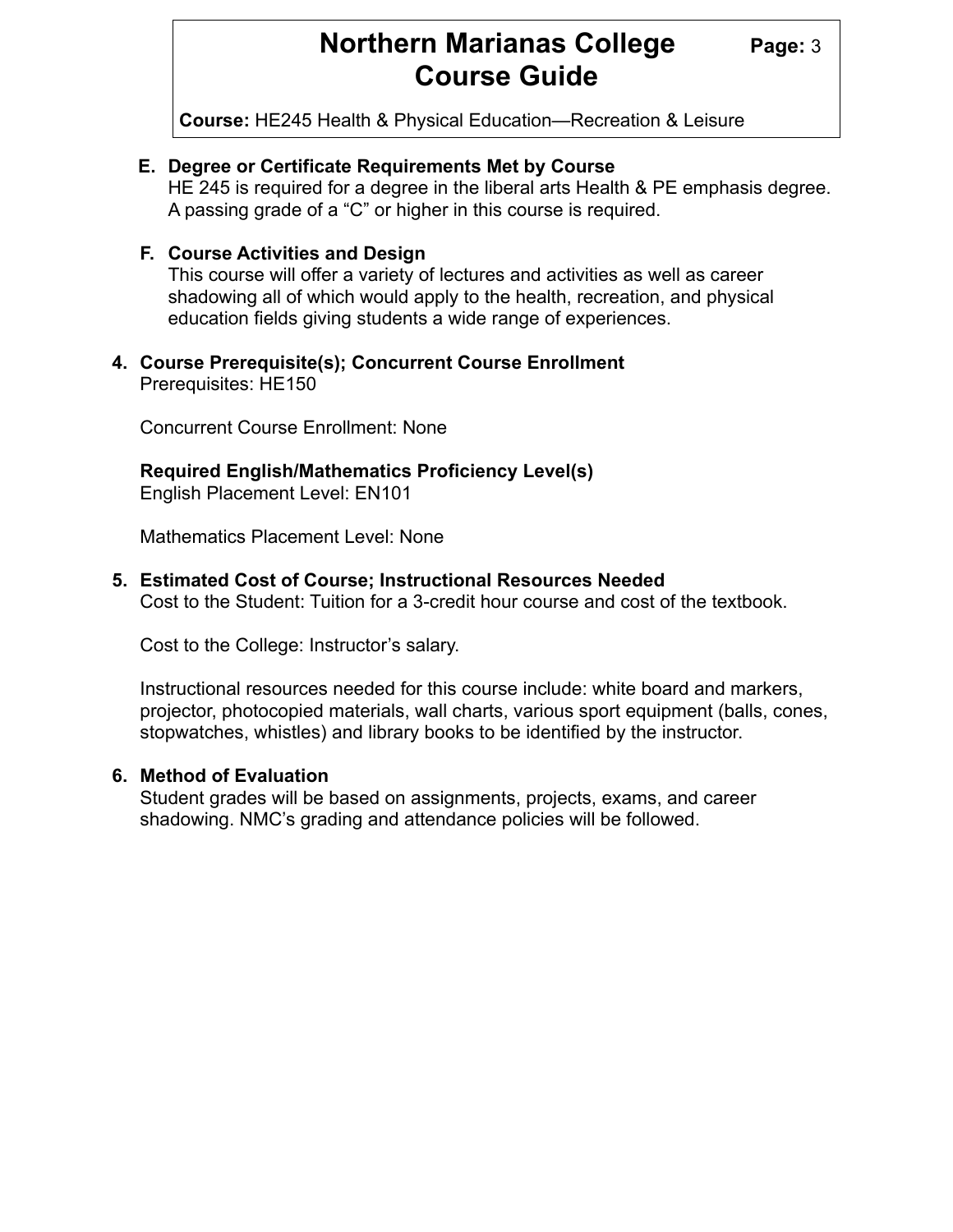E. **Degree or Certificate Requirements Met by Course**
   HE 245 is required for a degree in the liberal arts Health & PE emphasis degree. A passing grade of a "C" or higher in this course is required.

F. **Course Activities and Design**
   This course will offer a variety of lectures and activities as well as career shadowing all of which would apply to the health, recreation, and physical education fields giving students a wide range of experiences.

4. **Course Prerequisite(s); Concurrent Course Enrollment**
   Prerequisites: HE150

   Concurrent Course Enrollment: None

   **Required English/Mathematics Proficiency Level(s)**
   English Placement Level: EN101

   Mathematics Placement Level: None

5. **Estimated Cost of Course; Instructional Resources Needed**
   Cost to the Student: Tuition for a 3-credit hour course and cost of the textbook.

   Cost to the College: Instructor's salary.

   Instructional resources needed for this course include: white board and markers, projector, photocopied materials, wall charts, various sport equipment (balls, cones, stopwatches, whistles) and library books to be identified by the instructor.

6. **Method of Evaluation**
   Student grades will be based on assignments, projects, exams, and career shadowing. NMC's grading and attendance policies will be followed.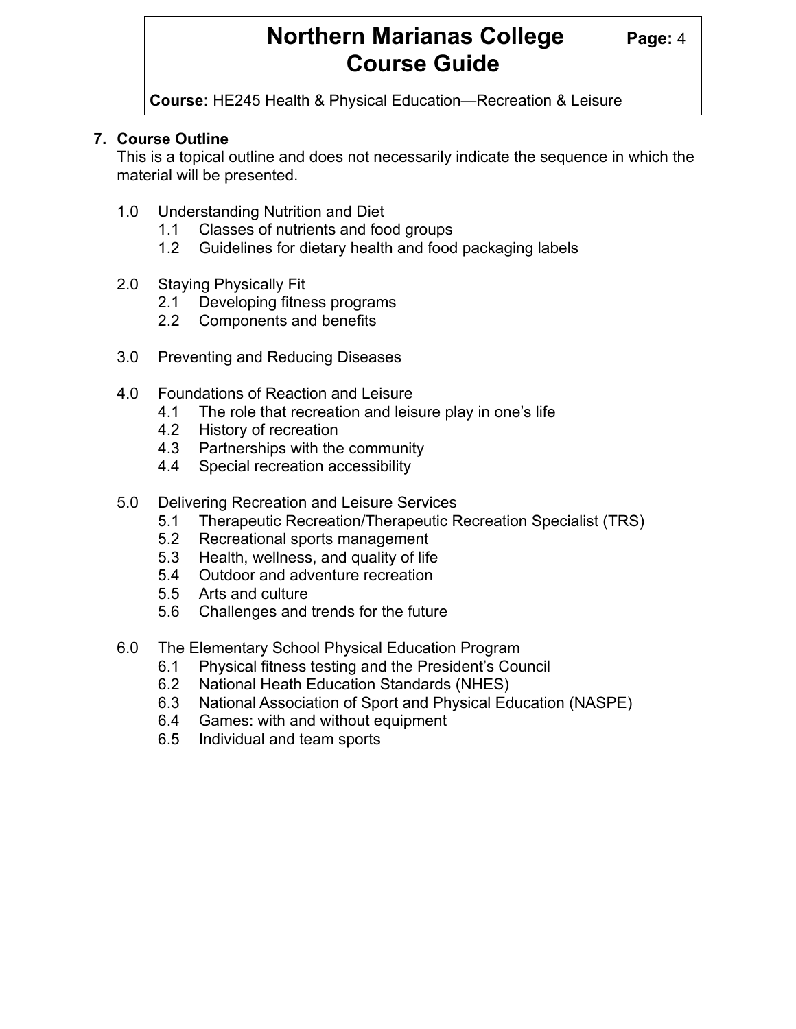## 7. Course Outline

This is a topical outline and does not necessarily indicate the sequence in which the material will be presented.

- 1.0 Understanding Nutrition and Diet
  - 1.1 Classes of nutrients and food groups
  - 1.2 Guidelines for dietary health and food packaging labels
- 2.0 Staying Physically Fit
  - 2.1 Developing fitness programs
  - 2.2 Components and benefits
- 3.0 Preventing and Reducing Diseases
- 4.0 Foundations of Reaction and Leisure
  - 4.1 The role that recreation and leisure play in one's life
  - 4.2 History of recreation
  - 4.3 Partnerships with the community
  - 4.4 Special recreation accessibility
- 5.0 Delivering Recreation and Leisure Services
  - 5.1 Therapeutic Recreation/Therapeutic Recreation Specialist (TRS)
  - 5.2 Recreational sports management
  - 5.3 Health, wellness, and quality of life
  - 5.4 Outdoor and adventure recreation
  - 5.5 Arts and culture
  - 5.6 Challenges and trends for the future
- 6.0 The Elementary School Physical Education Program
  - 6.1 Physical fitness testing and the President's Council
  - 6.2 National Heath Education Standards (NHES)
  - 6.3 National Association of Sport and Physical Education (NASPE)
  - 6.4 Games: with and without equipment
  - 6.5 Individual and team sports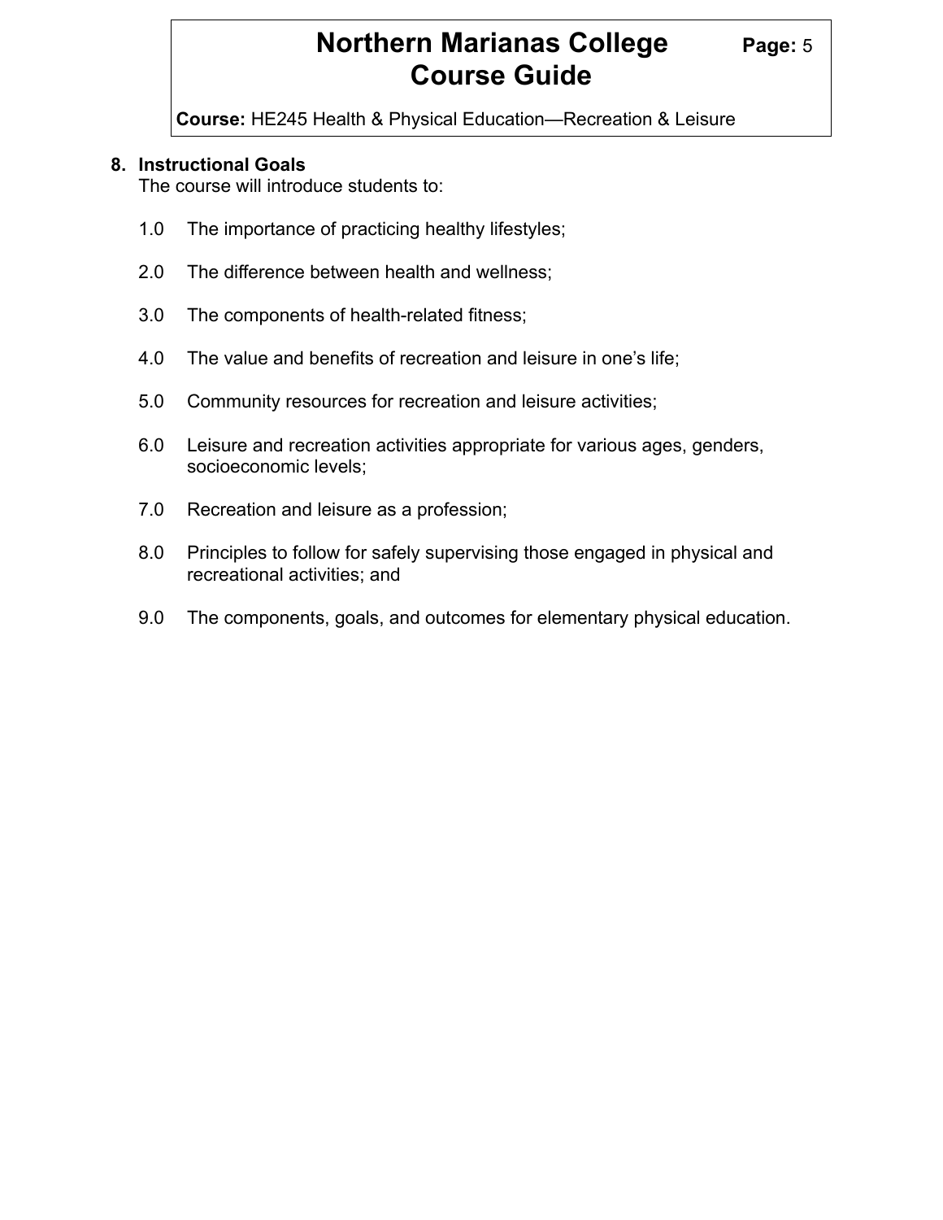## 8. Instructional Goals

The course will introduce students to:

1.0 The importance of practicing healthy lifestyles;

2.0 The difference between health and wellness;

3.0 The components of health-related fitness;

4.0 The value and benefits of recreation and leisure in one's life;

5.0 Community resources for recreation and leisure activities;

6.0 Leisure and recreation activities appropriate for various ages, genders, socioeconomic levels;

7.0 Recreation and leisure as a profession;

8.0 Principles to follow for safely supervising those engaged in physical and recreational activities; and

9.0 The components, goals, and outcomes for elementary physical education.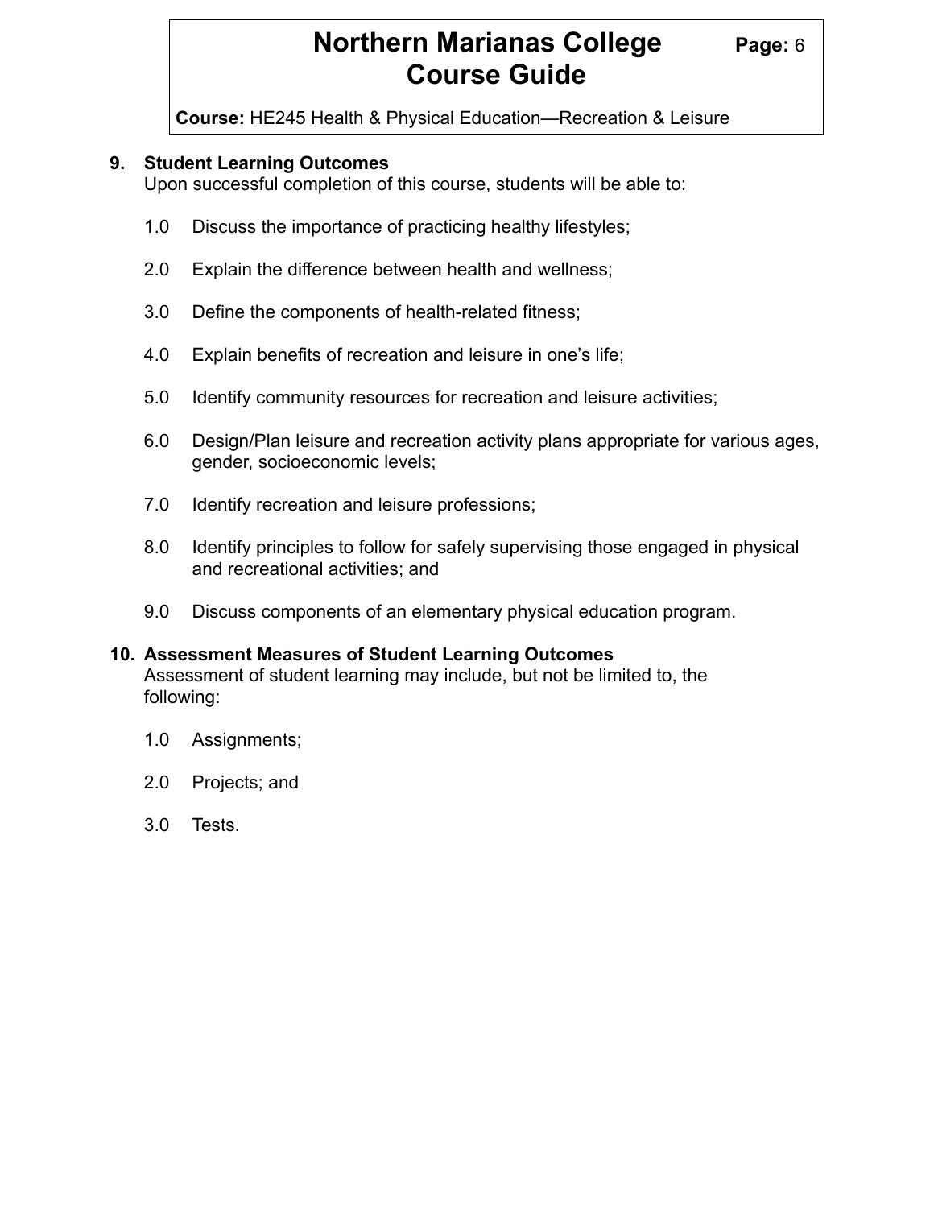**9. Student Learning Outcomes**

Upon successful completion of this course, students will be able to:

1.0 Discuss the importance of practicing healthy lifestyles;

2.0 Explain the difference between health and wellness;

3.0 Define the components of health-related fitness;

4.0 Explain benefits of recreation and leisure in one's life;

5.0 Identify community resources for recreation and leisure activities;

6.0 Design/Plan leisure and recreation activity plans appropriate for various ages, gender, socioeconomic levels;

7.0 Identify recreation and leisure professions;

8.0 Identify principles to follow for safely supervising those engaged in physical and recreational activities; and

9.0 Discuss components of an elementary physical education program.

**10. Assessment Measures of Student Learning Outcomes**

Assessment of student learning may include, but not be limited to, the following:

1.0 Assignments;

2.0 Projects; and

3.0 Tests.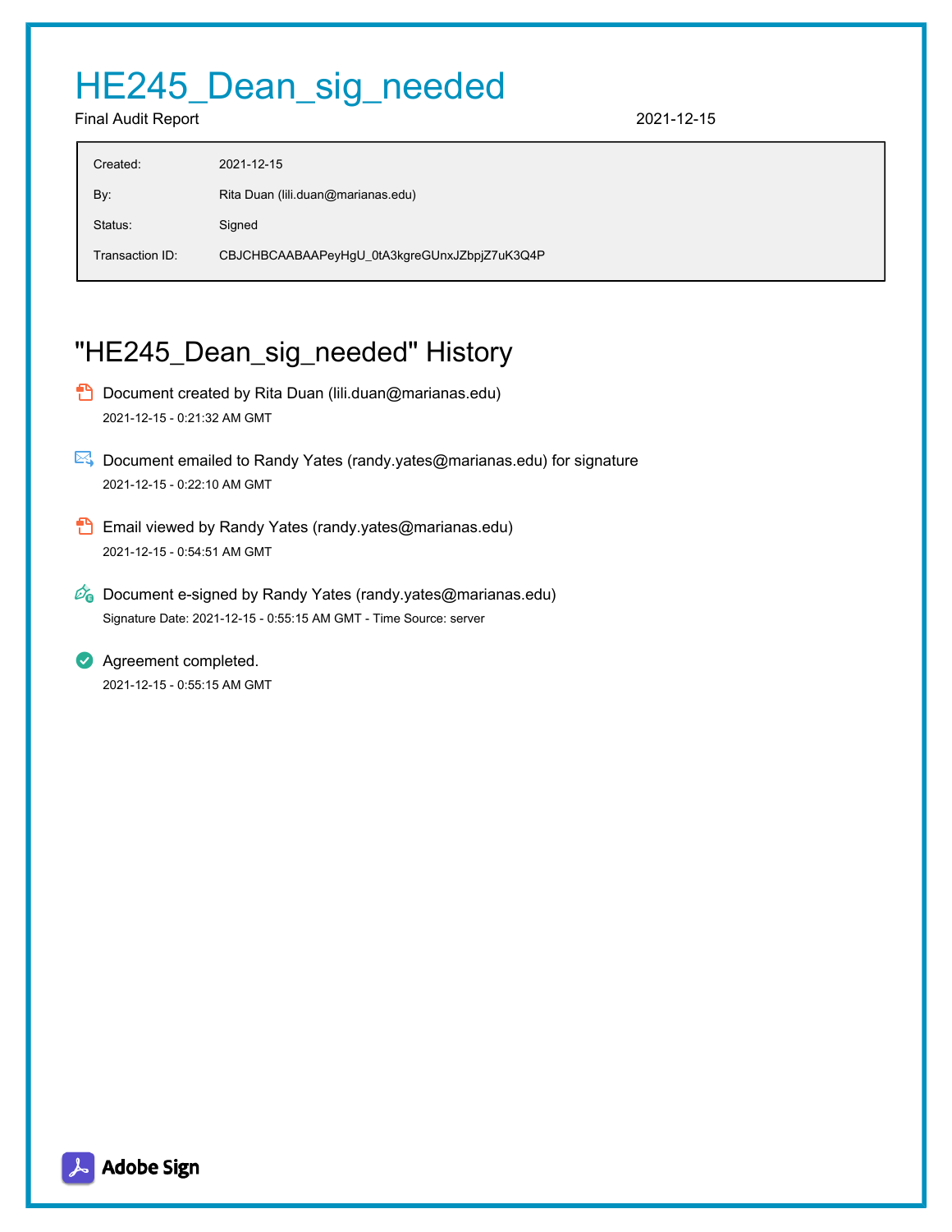# HE245_Dean_sig_needed

Final Audit Report 2021-12-15

| | |
|---|---|
| Created: | 2021-12-15 |
| By: | Rita Duan (lili.duan@marianas.edu) |
| Status: | Signed |
| Transaction ID: | CBJCHBCAABAAPeyHgU_0tA3kgreGUnxJZbpjZ7uK3Q4P |

## "HE245_Dean_sig_needed" History

- Document created by Rita Duan (lili.duan@marianas.edu)
  2021-12-15 - 0:21:32 AM GMT

- Document emailed to Randy Yates (randy.yates@marianas.edu) for signature
  2021-12-15 - 0:22:10 AM GMT

- Email viewed by Randy Yates (randy.yates@marianas.edu)
  2021-12-15 - 0:54:51 AM GMT

- Document e-signed by Randy Yates (randy.yates@marianas.edu)
  Signature Date: 2021-12-15 - 0:55:15 AM GMT - Time Source: server

- Agreement completed.
  2021-12-15 - 0:55:15 AM GMT

Adobe Sign